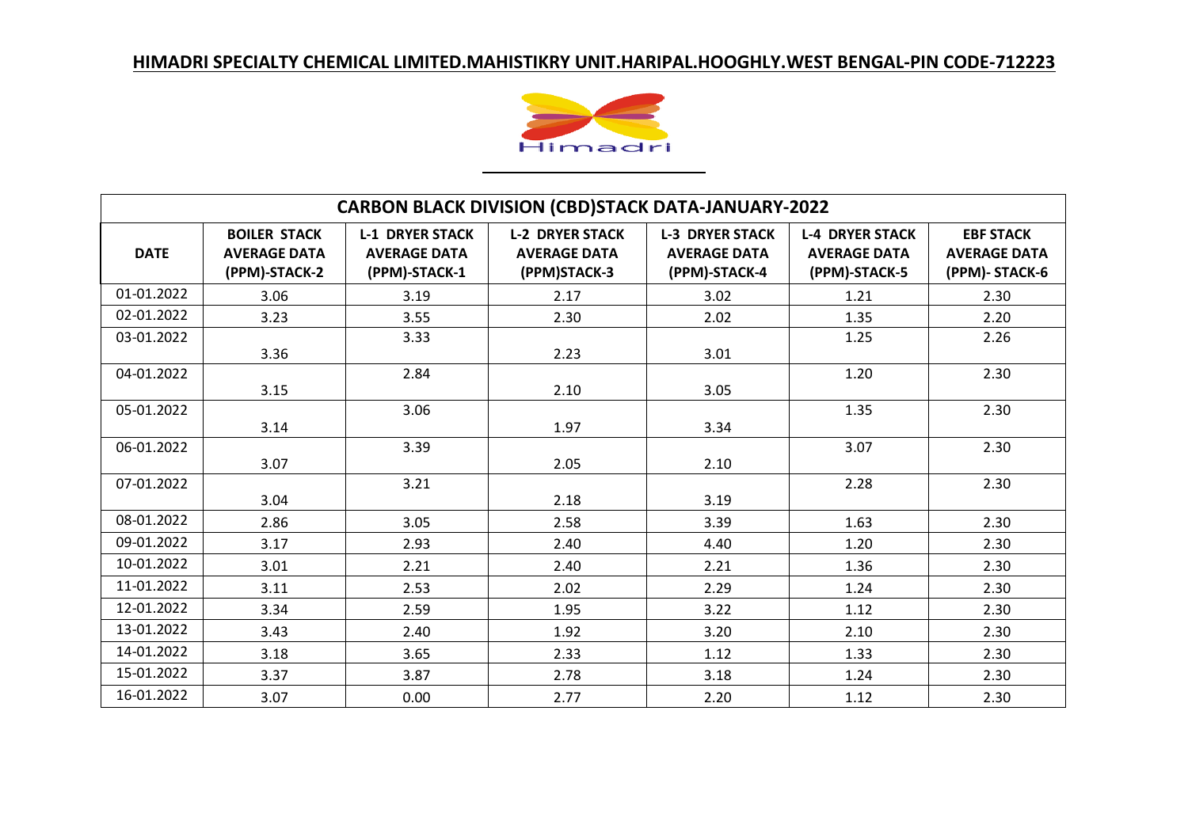# HIMADRI SPECIALTY CHEMICAL LIMITED.MAHISTIKRY UNIT.HARIPAL.HOOGHLY.WEST BENGAL-PIN CODE-712223

Himadri

| CARBON BLACK DIVISION (CBD)STACK DATA-JANUARY-2022 | | | | | | |
|---|---|---|---|---|---|---|
| **DATE** | **BOILER STACK AVERAGE DATA (PPM)-STACK-2** | **L-1 DRYER STACK AVERAGE DATA (PPM)-STACK-1** | **L-2 DRYER STACK AVERAGE DATA (PPM)STACK-3** | **L-3 DRYER STACK AVERAGE DATA (PPM)-STACK-4** | **L-4 DRYER STACK AVERAGE DATA (PPM)-STACK-5** | **EBF STACK AVERAGE DATA (PPM)- STACK-6** |
| 01-01.2022 | 3.06 | 3.19 | 2.17 | 3.02 | 1.21 | 2.30 |
| 02-01.2022 | 3.23 | 3.55 | 2.30 | 2.02 | 1.35 | 2.20 |
| 03-01.2022 | 3.36 | 3.33 | 2.23 | 3.01 | 1.25 | 2.26 |
| 04-01.2022 | 3.15 | 2.84 | 2.10 | 3.05 | 1.20 | 2.30 |
| 05-01.2022 | 3.14 | 3.06 | 1.97 | 3.34 | 1.35 | 2.30 |
| 06-01.2022 | 3.07 | 3.39 | 2.05 | 2.10 | 3.07 | 2.30 |
| 07-01.2022 | 3.04 | 3.21 | 2.18 | 3.19 | 2.28 | 2.30 |
| 08-01.2022 | 2.86 | 3.05 | 2.58 | 3.39 | 1.63 | 2.30 |
| 09-01.2022 | 3.17 | 2.93 | 2.40 | 4.40 | 1.20 | 2.30 |
| 10-01.2022 | 3.01 | 2.21 | 2.40 | 2.21 | 1.36 | 2.30 |
| 11-01.2022 | 3.11 | 2.53 | 2.02 | 2.29 | 1.24 | 2.30 |
| 12-01.2022 | 3.34 | 2.59 | 1.95 | 3.22 | 1.12 | 2.30 |
| 13-01.2022 | 3.43 | 2.40 | 1.92 | 3.20 | 2.10 | 2.30 |
| 14-01.2022 | 3.18 | 3.65 | 2.33 | 1.12 | 1.33 | 2.30 |
| 15-01.2022 | 3.37 | 3.87 | 2.78 | 3.18 | 1.24 | 2.30 |
| 16-01.2022 | 3.07 | 0.00 | 2.77 | 2.20 | 1.12 | 2.30 |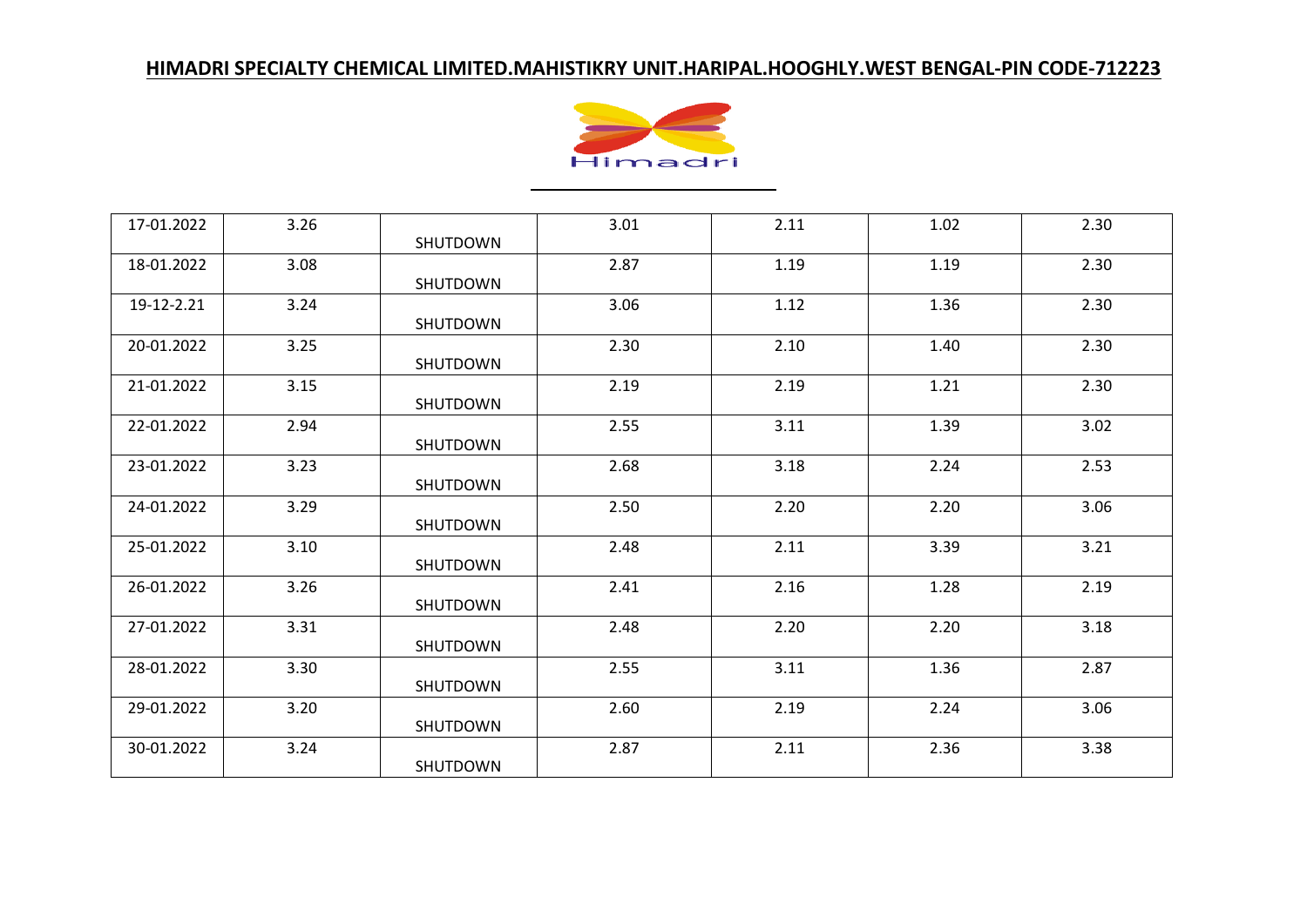**HIMADRI SPECIALTY CHEMICAL LIMITED.MAHISTIKRY UNIT.HARIPAL.HOOGHLY.WEST BENGAL-PIN CODE-712223**

Himadri

| | | | | | | |
|---|---|---|---|---|---|---|
| 17-01.2022 | 3.26 | SHUTDOWN | 3.01 | 2.11 | 1.02 | 2.30 |
| 18-01.2022 | 3.08 | SHUTDOWN | 2.87 | 1.19 | 1.19 | 2.30 |
| 19-12-2.21 | 3.24 | SHUTDOWN | 3.06 | 1.12 | 1.36 | 2.30 |
| 20-01.2022 | 3.25 | SHUTDOWN | 2.30 | 2.10 | 1.40 | 2.30 |
| 21-01.2022 | 3.15 | SHUTDOWN | 2.19 | 2.19 | 1.21 | 2.30 |
| 22-01.2022 | 2.94 | SHUTDOWN | 2.55 | 3.11 | 1.39 | 3.02 |
| 23-01.2022 | 3.23 | SHUTDOWN | 2.68 | 3.18 | 2.24 | 2.53 |
| 24-01.2022 | 3.29 | SHUTDOWN | 2.50 | 2.20 | 2.20 | 3.06 |
| 25-01.2022 | 3.10 | SHUTDOWN | 2.48 | 2.11 | 3.39 | 3.21 |
| 26-01.2022 | 3.26 | SHUTDOWN | 2.41 | 2.16 | 1.28 | 2.19 |
| 27-01.2022 | 3.31 | SHUTDOWN | 2.48 | 2.20 | 2.20 | 3.18 |
| 28-01.2022 | 3.30 | SHUTDOWN | 2.55 | 3.11 | 1.36 | 2.87 |
| 29-01.2022 | 3.20 | SHUTDOWN | 2.60 | 2.19 | 2.24 | 3.06 |
| 30-01.2022 | 3.24 | SHUTDOWN | 2.87 | 2.11 | 2.36 | 3.38 |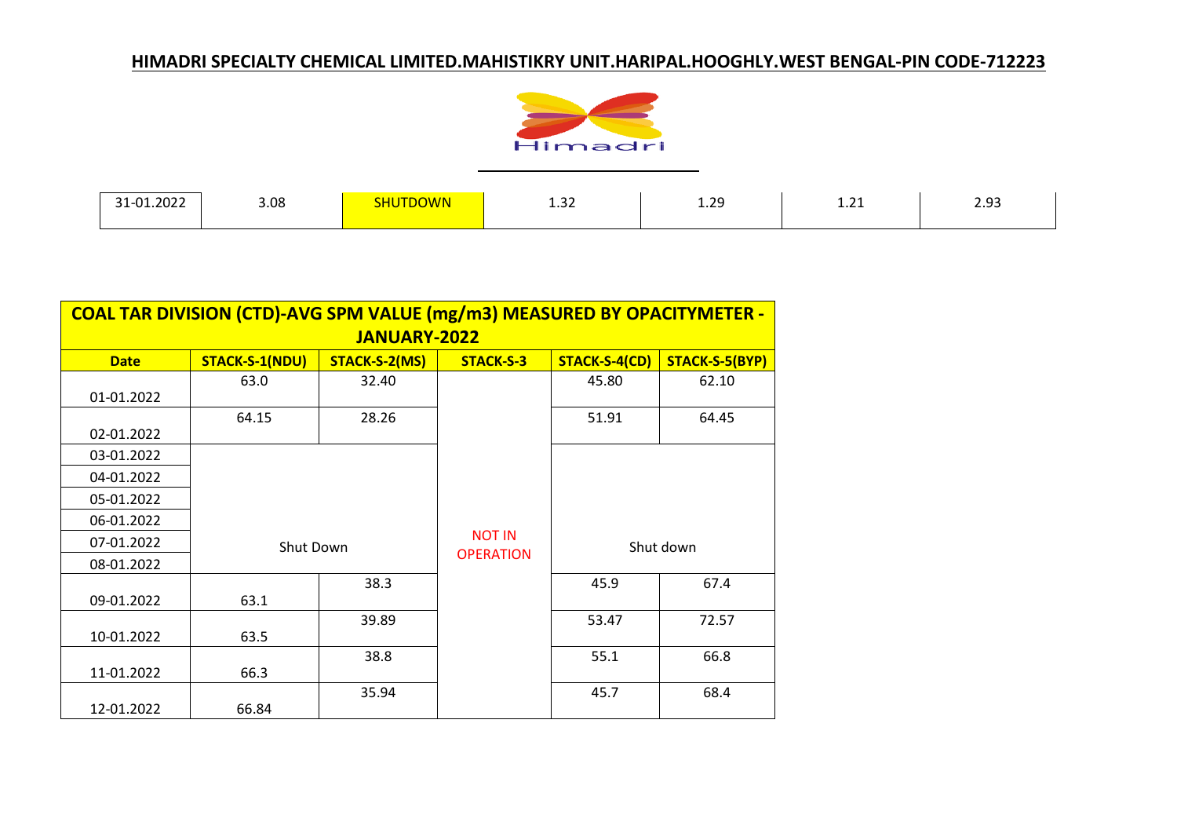## HIMADRI SPECIALTY CHEMICAL LIMITED.MAHISTIKRY UNIT.HARIPAL.HOOGHLY.WEST BENGAL-PIN CODE-712223

| 31-01.2022 | 3.08 | SHUTDOWN | 1.32 | 1.29 | 1.21 | 2.93 |
|---|---|---|---|---|---|---|

| COAL TAR DIVISION (CTD)-AVG SPM VALUE (mg/m3) MEASURED BY OPACITYMETER - JANUARY-2022 | | | | | |
|---|---|---|---|---|---|
| **Date** | **STACK-S-1(NDU)** | **STACK-S-2(MS)** | **STACK-S-3** | **STACK-S-4(CD)** | **STACK-S-5(BYP)** |
| 01-01.2022 | 63.0 | 32.40 | NOT IN OPERATION | 45.80 | 62.10 |
| 02-01.2022 | 64.15 | 28.26 | | 51.91 | 64.45 |
| 03-01.2022 | Shut Down | | | Shut down | |
| 04-01.2022 | | | | | |
| 05-01.2022 | | | | | |
| 06-01.2022 | | | | | |
| 07-01.2022 | | | | | |
| 08-01.2022 | | | | | |
| 09-01.2022 | 63.1 | 38.3 | | 45.9 | 67.4 |
| 10-01.2022 | 63.5 | 39.89 | | 53.47 | 72.57 |
| 11-01.2022 | 66.3 | 38.8 | | 55.1 | 66.8 |
| 12-01.2022 | 66.84 | 35.94 | | 45.7 | 68.4 |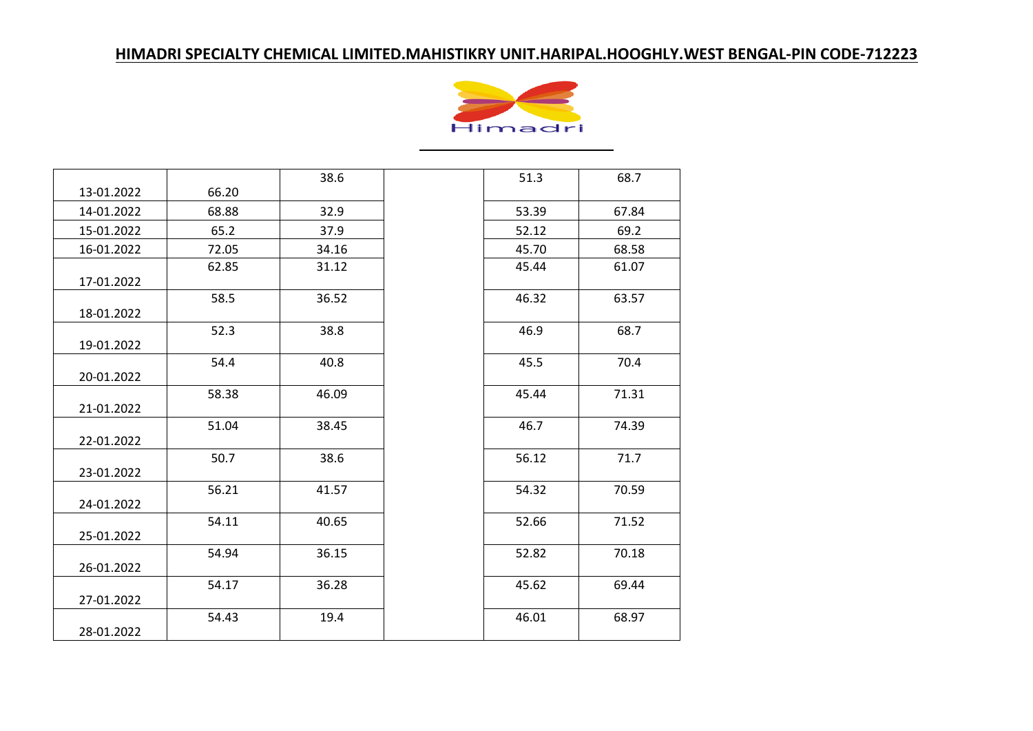**HIMADRI SPECIALTY CHEMICAL LIMITED.MAHISTIKRY UNIT.HARIPAL.HOOGHLY.WEST BENGAL-PIN CODE-712223**

Himadri

| | | | | | |
|---|---|---|---|---|---|
| 13-01.2022 | 66.20 | 38.6 | | 51.3 | 68.7 |
| 14-01.2022 | 68.88 | 32.9 | | 53.39 | 67.84 |
| 15-01.2022 | 65.2 | 37.9 | | 52.12 | 69.2 |
| 16-01.2022 | 72.05 | 34.16 | | 45.70 | 68.58 |
| 17-01.2022 | 62.85 | 31.12 | | 45.44 | 61.07 |
| 18-01.2022 | 58.5 | 36.52 | | 46.32 | 63.57 |
| 19-01.2022 | 52.3 | 38.8 | | 46.9 | 68.7 |
| 20-01.2022 | 54.4 | 40.8 | | 45.5 | 70.4 |
| 21-01.2022 | 58.38 | 46.09 | | 45.44 | 71.31 |
| 22-01.2022 | 51.04 | 38.45 | | 46.7 | 74.39 |
| 23-01.2022 | 50.7 | 38.6 | | 56.12 | 71.7 |
| 24-01.2022 | 56.21 | 41.57 | | 54.32 | 70.59 |
| 25-01.2022 | 54.11 | 40.65 | | 52.66 | 71.52 |
| 26-01.2022 | 54.94 | 36.15 | | 52.82 | 70.18 |
| 27-01.2022 | 54.17 | 36.28 | | 45.62 | 69.44 |
| 28-01.2022 | 54.43 | 19.4 | | 46.01 | 68.97 |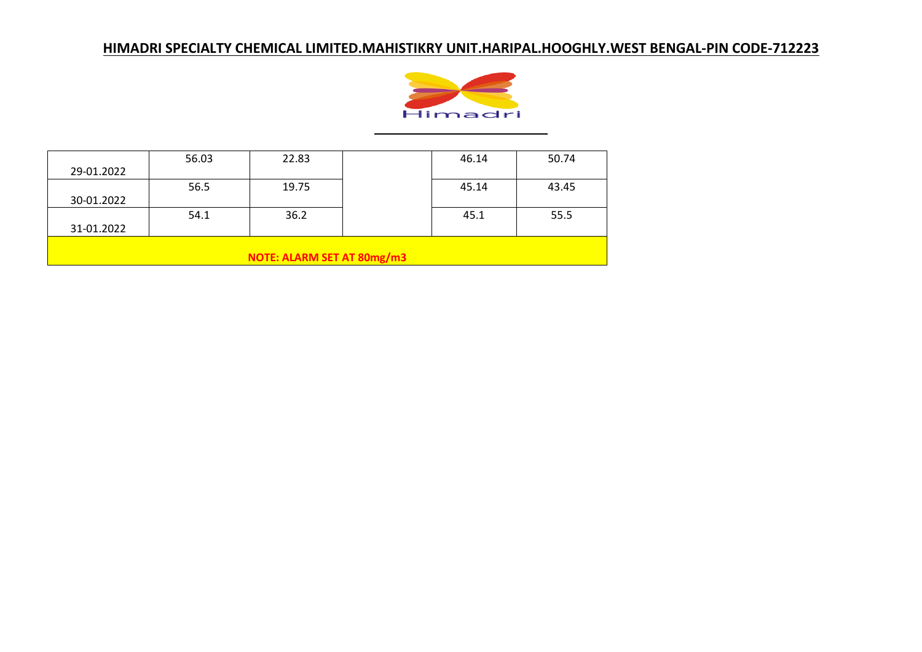## HIMADRI SPECIALTY CHEMICAL LIMITED.MAHISTIKRY UNIT.HARIPAL.HOOGHLY.WEST BENGAL-PIN CODE-712223

Himadri

| | | | | | |
|---|---|---|---|---|---|
| 29-01.2022 | 56.03 | 22.83 | | 46.14 | 50.74 |
| 30-01.2022 | 56.5 | 19.75 | | 45.14 | 43.45 |
| 31-01.2022 | 54.1 | 36.2 | | 45.1 | 55.5 |
| **NOTE: ALARM SET AT 80mg/m3** | | | | | |